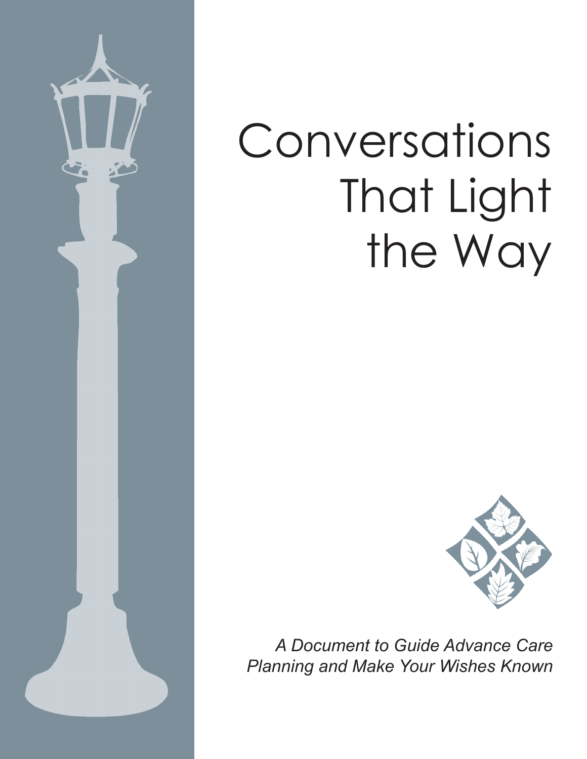# Conversations That Light the Way

*A Document to Guide Advance Care Planning and Make Your Wishes Known*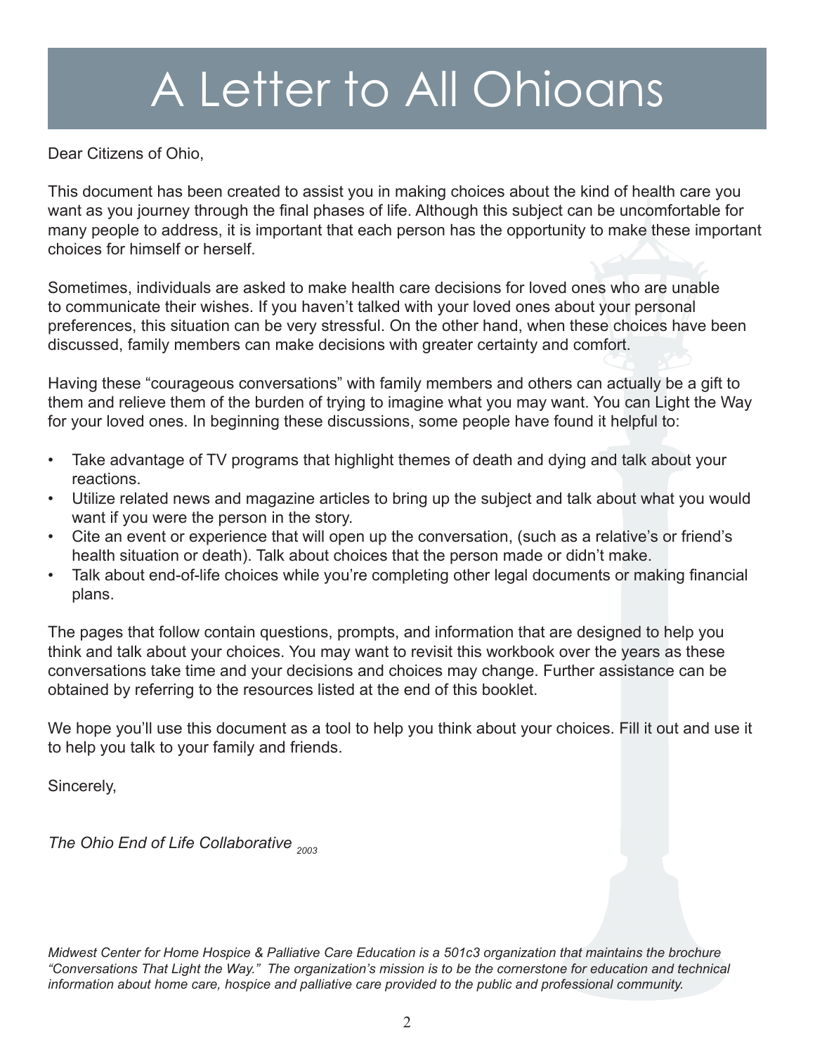# A Letter to All Ohioans

Dear Citizens of Ohio,

This document has been created to assist you in making choices about the kind of health care you want as you journey through the final phases of life. Although this subject can be uncomfortable for many people to address, it is important that each person has the opportunity to make these important choices for himself or herself.

Sometimes, individuals are asked to make health care decisions for loved ones who are unable to communicate their wishes. If you haven't talked with your loved ones about your personal preferences, this situation can be very stressful. On the other hand, when these choices have been discussed, family members can make decisions with greater certainty and comfort.

Having these "courageous conversations" with family members and others can actually be a gift to them and relieve them of the burden of trying to imagine what you may want. You can Light the Way for your loved ones. In beginning these discussions, some people have found it helpful to:

- Take advantage of TV programs that highlight themes of death and dying and talk about your reactions.
- Utilize related news and magazine articles to bring up the subject and talk about what you would want if you were the person in the story.
- Cite an event or experience that will open up the conversation, (such as a relative's or friend's health situation or death). Talk about choices that the person made or didn't make.
- Talk about end-of-life choices while you're completing other legal documents or making financial plans.

The pages that follow contain questions, prompts, and information that are designed to help you think and talk about your choices. You may want to revisit this workbook over the years as these conversations take time and your decisions and choices may change. Further assistance can be obtained by referring to the resources listed at the end of this booklet.

We hope you'll use this document as a tool to help you think about your choices. Fill it out and use it to help you talk to your family and friends.

Sincerely,

*The Ohio End of Life Collaborative* 2003

*Midwest Center for Home Hospice & Palliative Care Education is a 501c3 organization that maintains the brochure "Conversations That Light the Way." The organization's mission is to be the cornerstone for education and technical information about home care, hospice and palliative care provided to the public and professional community.*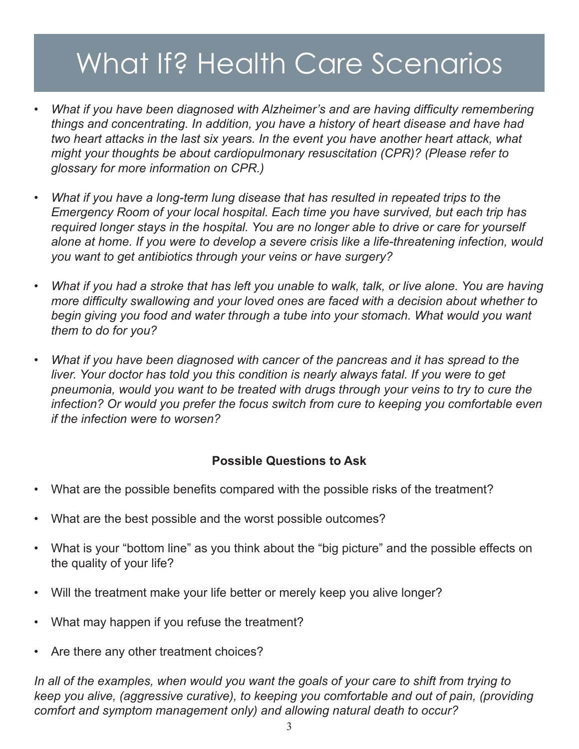# What If? Health Care Scenarios

- *What if you have been diagnosed with Alzheimer's and are having difficulty remembering things and concentrating. In addition, you have a history of heart disease and have had two heart attacks in the last six years. In the event you have another heart attack, what might your thoughts be about cardiopulmonary resuscitation (CPR)? (Please refer to glossary for more information on CPR.)*

- *What if you have a long-term lung disease that has resulted in repeated trips to the Emergency Room of your local hospital. Each time you have survived, but each trip has required longer stays in the hospital. You are no longer able to drive or care for yourself alone at home. If you were to develop a severe crisis like a life-threatening infection, would you want to get antibiotics through your veins or have surgery?*

- *What if you had a stroke that has left you unable to walk, talk, or live alone. You are having more difficulty swallowing and your loved ones are faced with a decision about whether to begin giving you food and water through a tube into your stomach. What would you want them to do for you?*

- *What if you have been diagnosed with cancer of the pancreas and it has spread to the liver. Your doctor has told you this condition is nearly always fatal. If you were to get pneumonia, would you want to be treated with drugs through your veins to try to cure the infection? Or would you prefer the focus switch from cure to keeping you comfortable even if the infection were to worsen?*

**Possible Questions to Ask**

- What are the possible benefits compared with the possible risks of the treatment?
- What are the best possible and the worst possible outcomes?
- What is your "bottom line" as you think about the "big picture" and the possible effects on the quality of your life?
- Will the treatment make your life better or merely keep you alive longer?
- What may happen if you refuse the treatment?
- Are there any other treatment choices?

*In all of the examples, when would you want the goals of your care to shift from trying to keep you alive, (aggressive curative), to keeping you comfortable and out of pain, (providing comfort and symptom management only) and allowing natural death to occur?*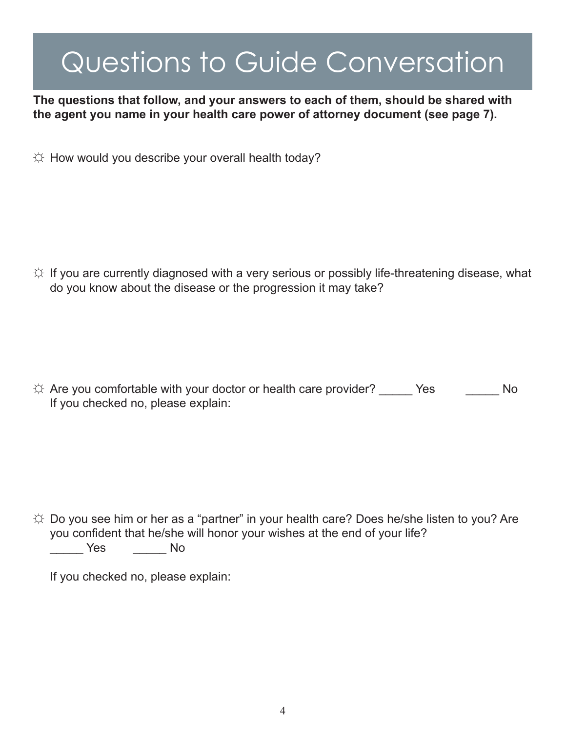# Questions to Guide Conversation

**The questions that follow, and your answers to each of them, should be shared with the agent you name in your health care power of attorney document (see page 7).**

☼ How would you describe your overall health today?

☼ If you are currently diagnosed with a very serious or possibly life-threatening disease, what do you know about the disease or the progression it may take?

☼ Are you comfortable with your doctor or health care provider? _____ Yes _____ No
If you checked no, please explain:

☼ Do you see him or her as a "partner" in your health care? Does he/she listen to you? Are you confident that he/she will honor your wishes at the end of your life?
_____ Yes _____ No

If you checked no, please explain: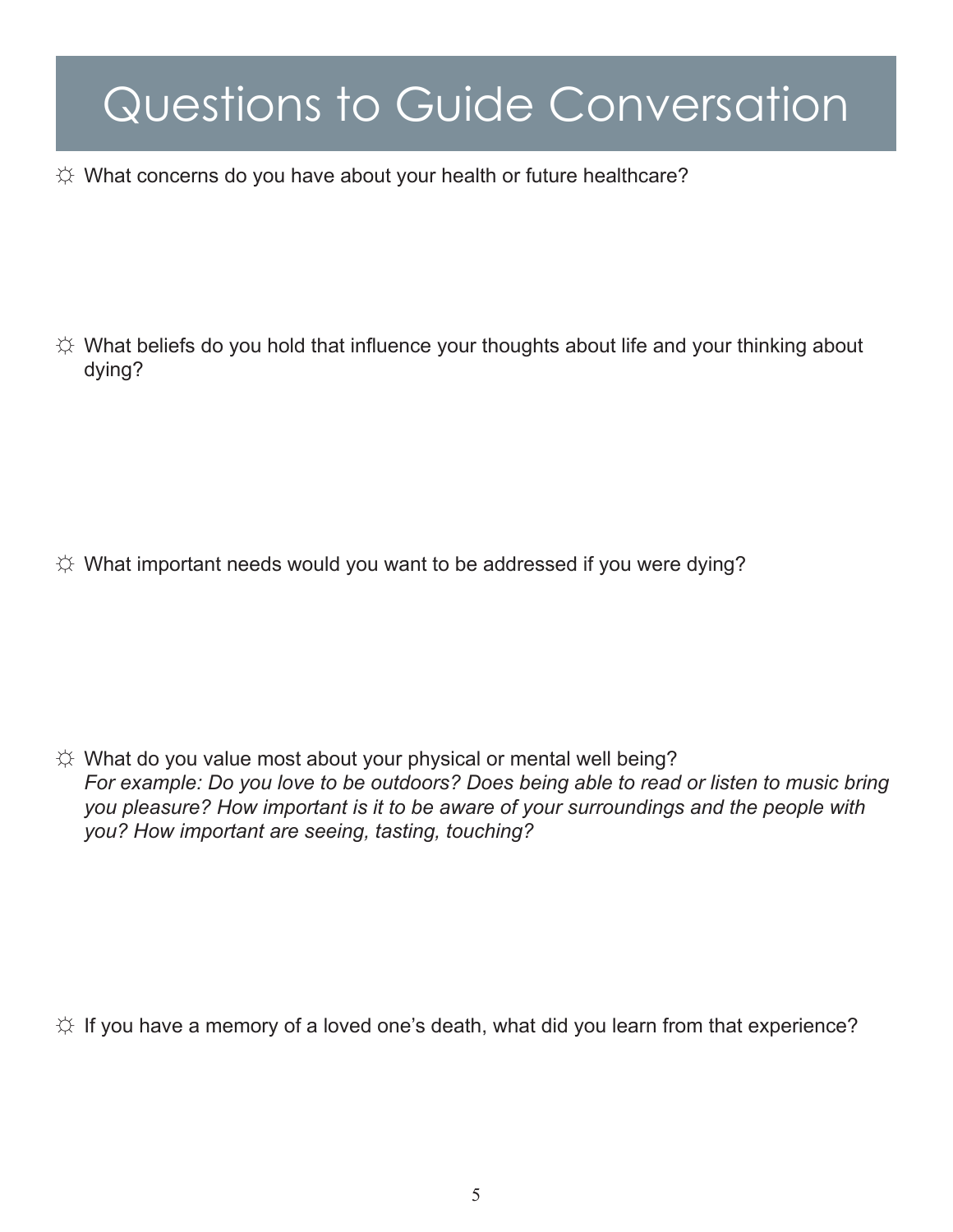# Questions to Guide Conversation

☼ What concerns do you have about your health or future healthcare?

☼ What beliefs do you hold that influence your thoughts about life and your thinking about dying?

☼ What important needs would you want to be addressed if you were dying?

☼ What do you value most about your physical or mental well being?
*For example: Do you love to be outdoors? Does being able to read or listen to music bring you pleasure? How important is it to be aware of your surroundings and the people with you? How important are seeing, tasting, touching?*

☼ If you have a memory of a loved one's death, what did you learn from that experience?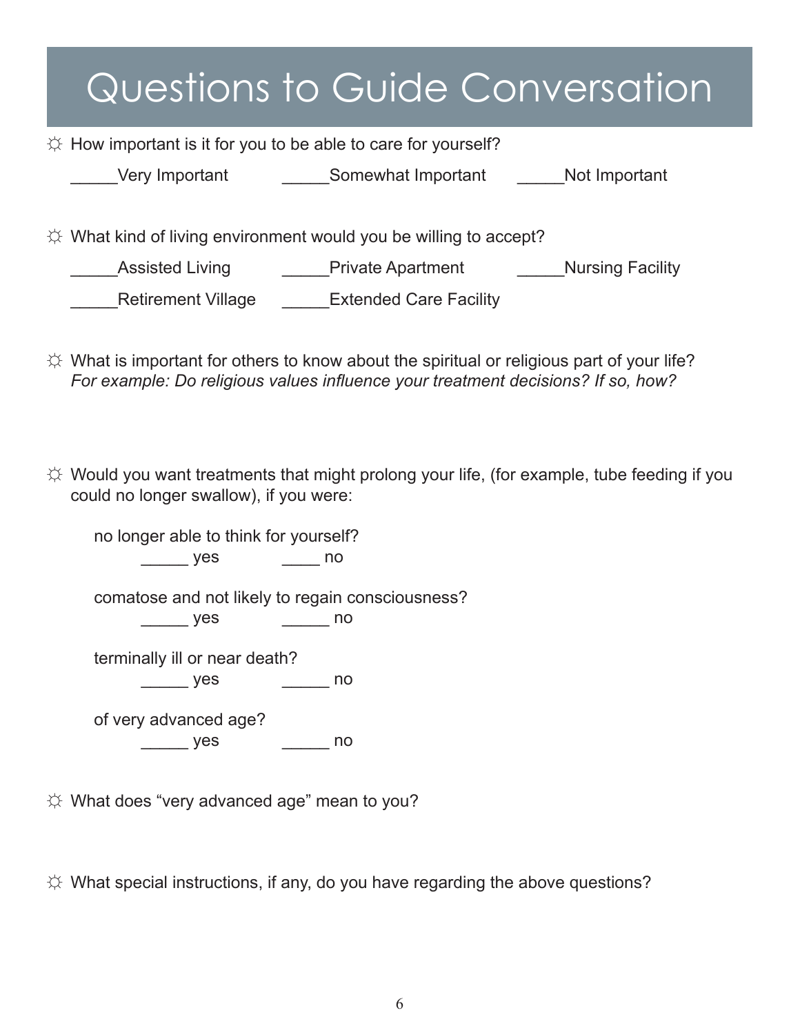# Questions to Guide Conversation

☼ How important is it for you to be able to care for yourself?

_____Very Important   _____Somewhat Important   _____Not Important

☼ What kind of living environment would you be willing to accept?

_____Assisted Living   _____Private Apartment   _____Nursing Facility

_____Retirement Village   _____Extended Care Facility

☼ What is important for others to know about the spiritual or religious part of your life?
*For example: Do religious values influence your treatment decisions? If so, how?*

☼ Would you want treatments that might prolong your life, (for example, tube feeding if you could no longer swallow), if you were:

no longer able to think for yourself?
_____ yes   ____ no

comatose and not likely to regain consciousness?
_____ yes   _____ no

terminally ill or near death?
_____ yes   _____ no

of very advanced age?
_____ yes   _____ no

☼ What does "very advanced age" mean to you?

☼ What special instructions, if any, do you have regarding the above questions?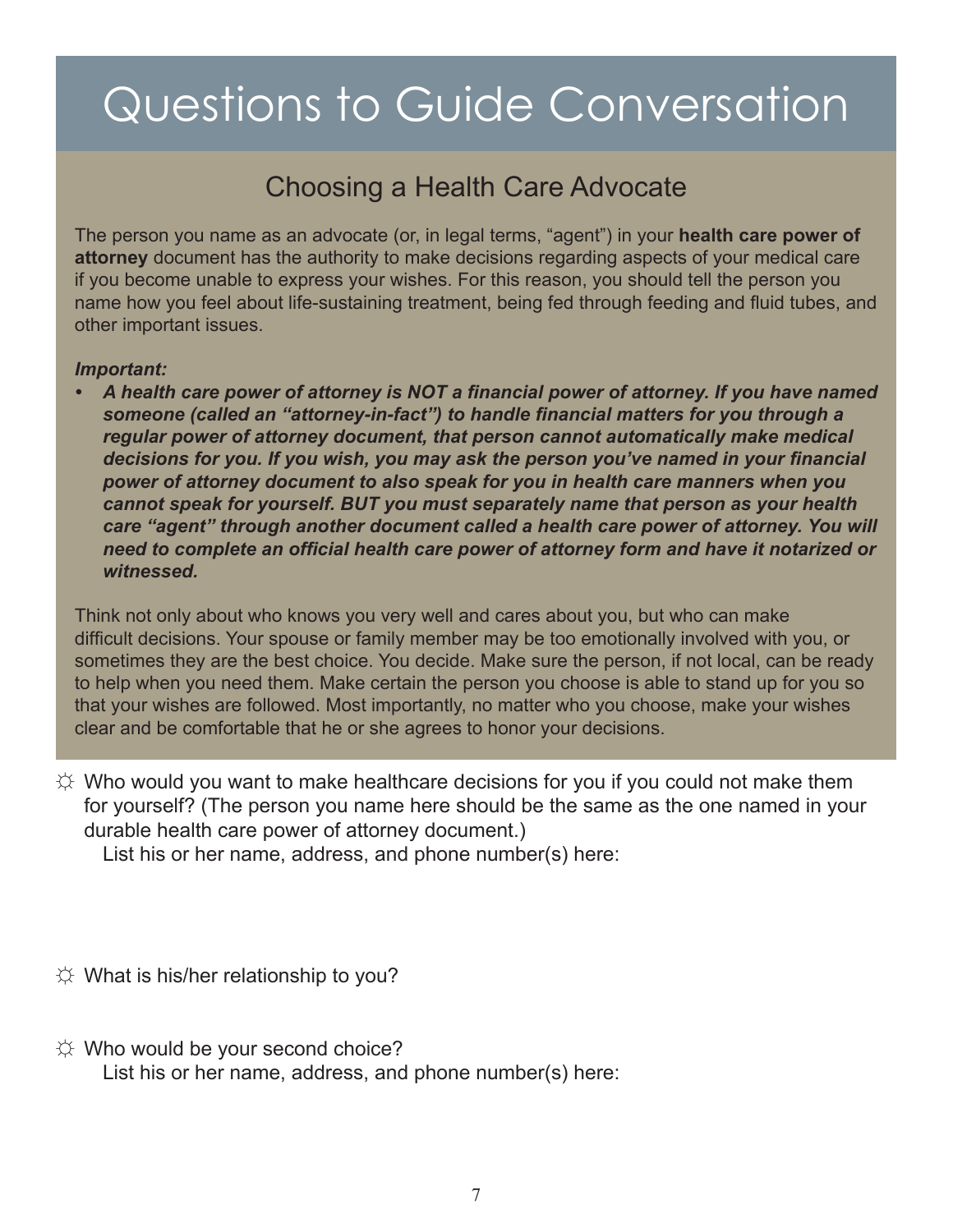# Questions to Guide Conversation

## Choosing a Health Care Advocate

The person you name as an advocate (or, in legal terms, "agent") in your **health care power of attorney** document has the authority to make decisions regarding aspects of your medical care if you become unable to express your wishes. For this reason, you should tell the person you name how you feel about life-sustaining treatment, being fed through feeding and fluid tubes, and other important issues.

***Important:***

- ***A health care power of attorney is NOT a financial power of attorney. If you have named someone (called an "attorney-in-fact") to handle financial matters for you through a regular power of attorney document, that person cannot automatically make medical decisions for you. If you wish, you may ask the person you've named in your financial power of attorney document to also speak for you in health care manners when you cannot speak for yourself. BUT you must separately name that person as your health care "agent" through another document called a health care power of attorney. You will need to complete an official health care power of attorney form and have it notarized or witnessed.***

Think not only about who knows you very well and cares about you, but who can make difficult decisions. Your spouse or family member may be too emotionally involved with you, or sometimes they are the best choice. You decide. Make sure the person, if not local, can be ready to help when you need them. Make certain the person you choose is able to stand up for you so that your wishes are followed. Most importantly, no matter who you choose, make your wishes clear and be comfortable that he or she agrees to honor your decisions.

☼ Who would you want to make healthcare decisions for you if you could not make them for yourself? (The person you name here should be the same as the one named in your durable health care power of attorney document.)
  List his or her name, address, and phone number(s) here:

☼ What is his/her relationship to you?

☼ Who would be your second choice?
  List his or her name, address, and phone number(s) here: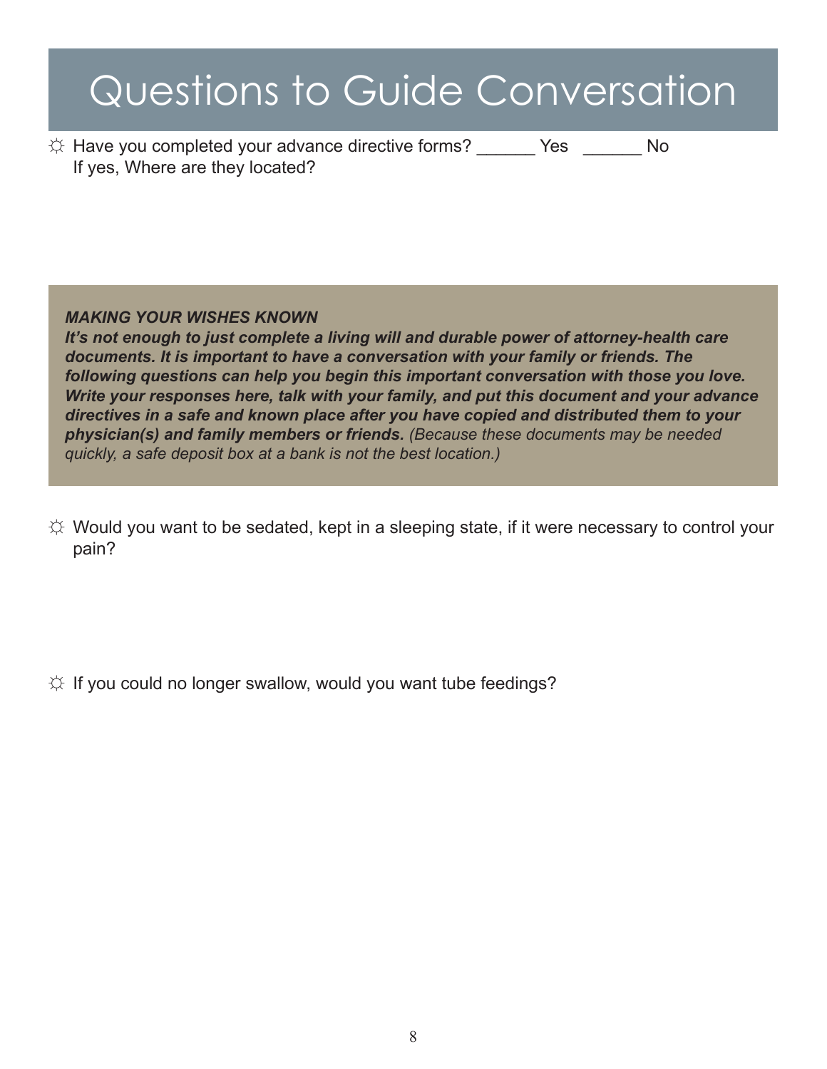# Questions to Guide Conversation

☼ Have you completed your advance directive forms? ______ Yes ______ No
If yes, Where are they located?

***MAKING YOUR WISHES KNOWN***
***It's not enough to just complete a living will and durable power of attorney-health care documents. It is important to have a conversation with your family or friends. The following questions can help you begin this important conversation with those you love. Write your responses here, talk with your family, and put this document and your advance directives in a safe and known place after you have copied and distributed them to your physician(s) and family members or friends.*** *(Because these documents may be needed quickly, a safe deposit box at a bank is not the best location.)*

☼ Would you want to be sedated, kept in a sleeping state, if it were necessary to control your pain?

☼ If you could no longer swallow, would you want tube feedings?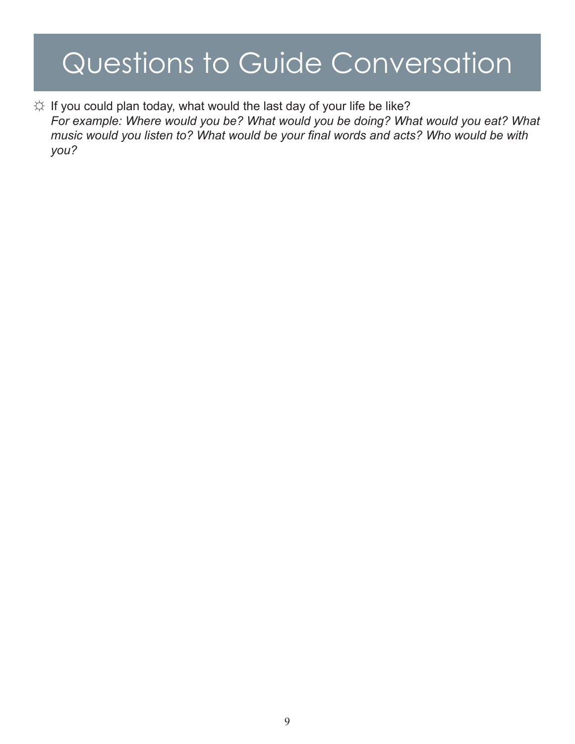# Questions to Guide Conversation

- ☼ If you could plan today, what would the last day of your life be like?
  *For example: Where would you be? What would you be doing? What would you eat? What music would you listen to? What would be your final words and acts? Who would be with you?*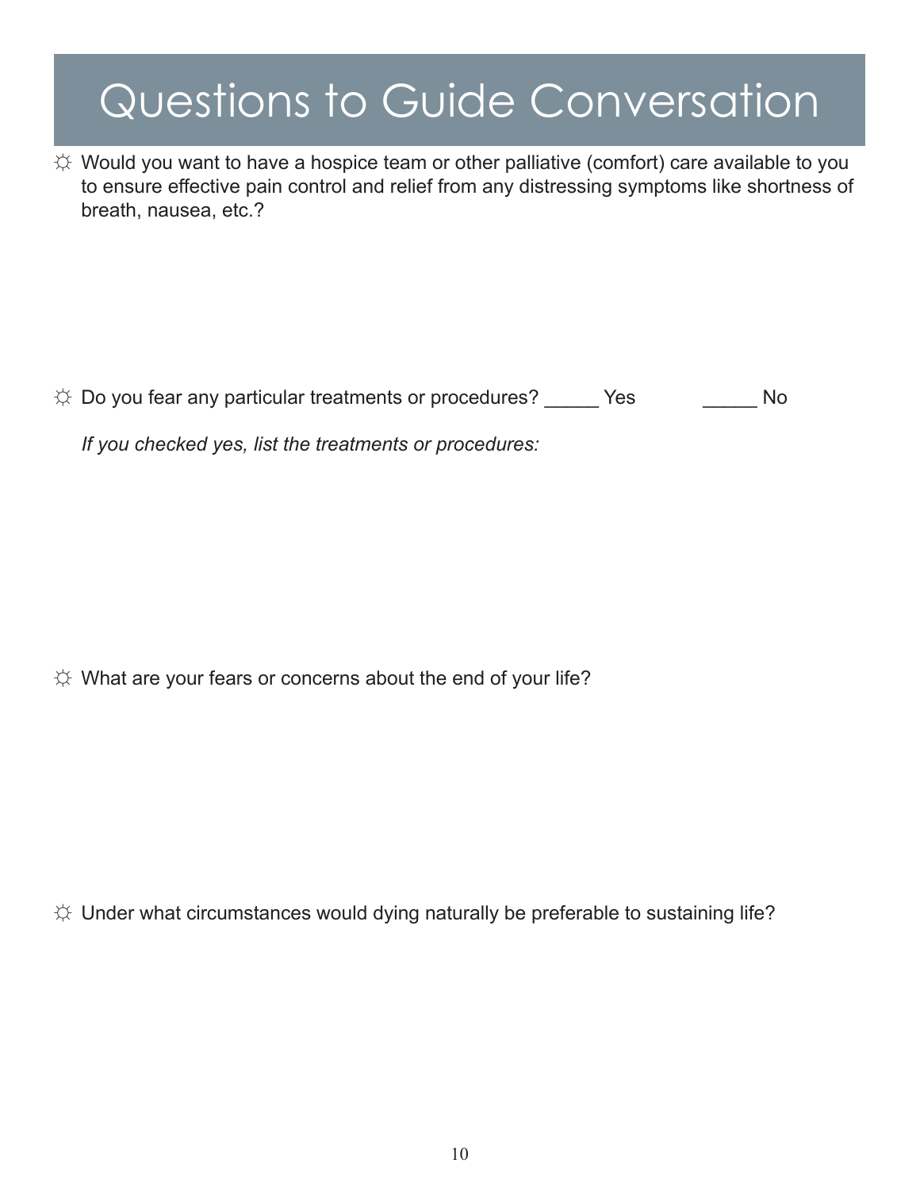# Questions to Guide Conversation

☼ Would you want to have a hospice team or other palliative (comfort) care available to you to ensure effective pain control and relief from any distressing symptoms like shortness of breath, nausea, etc.?

☼ Do you fear any particular treatments or procedures? _____ Yes _____ No

*If you checked yes, list the treatments or procedures:*

☼ What are your fears or concerns about the end of your life?

☼ Under what circumstances would dying naturally be preferable to sustaining life?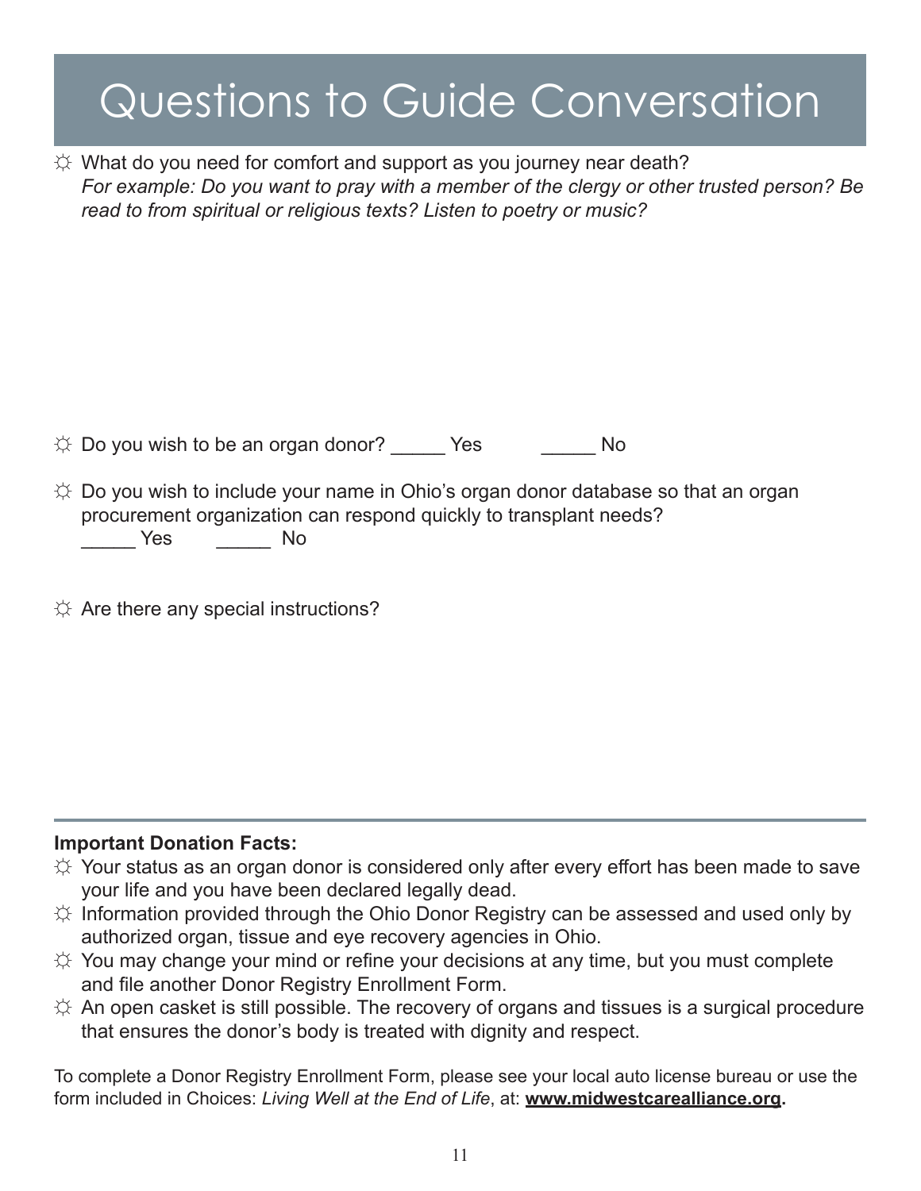# Questions to Guide Conversation

☼ What do you need for comfort and support as you journey near death?
*For example: Do you want to pray with a member of the clergy or other trusted person? Be read to from spiritual or religious texts? Listen to poetry or music?*

☼ Do you wish to be an organ donor? _____ Yes _____ No

☼ Do you wish to include your name in Ohio's organ donor database so that an organ procurement organization can respond quickly to transplant needs?
_____ Yes _____ No

☼ Are there any special instructions?

**Important Donation Facts:**

☼ Your status as an organ donor is considered only after every effort has been made to save your life and you have been declared legally dead.

☼ Information provided through the Ohio Donor Registry can be assessed and used only by authorized organ, tissue and eye recovery agencies in Ohio.

☼ You may change your mind or refine your decisions at any time, but you must complete and file another Donor Registry Enrollment Form.

☼ An open casket is still possible. The recovery of organs and tissues is a surgical procedure that ensures the donor's body is treated with dignity and respect.

To complete a Donor Registry Enrollment Form, please see your local auto license bureau or use the form included in Choices: *Living Well at the End of Life*, at: **www.midwestcarealliance.org.**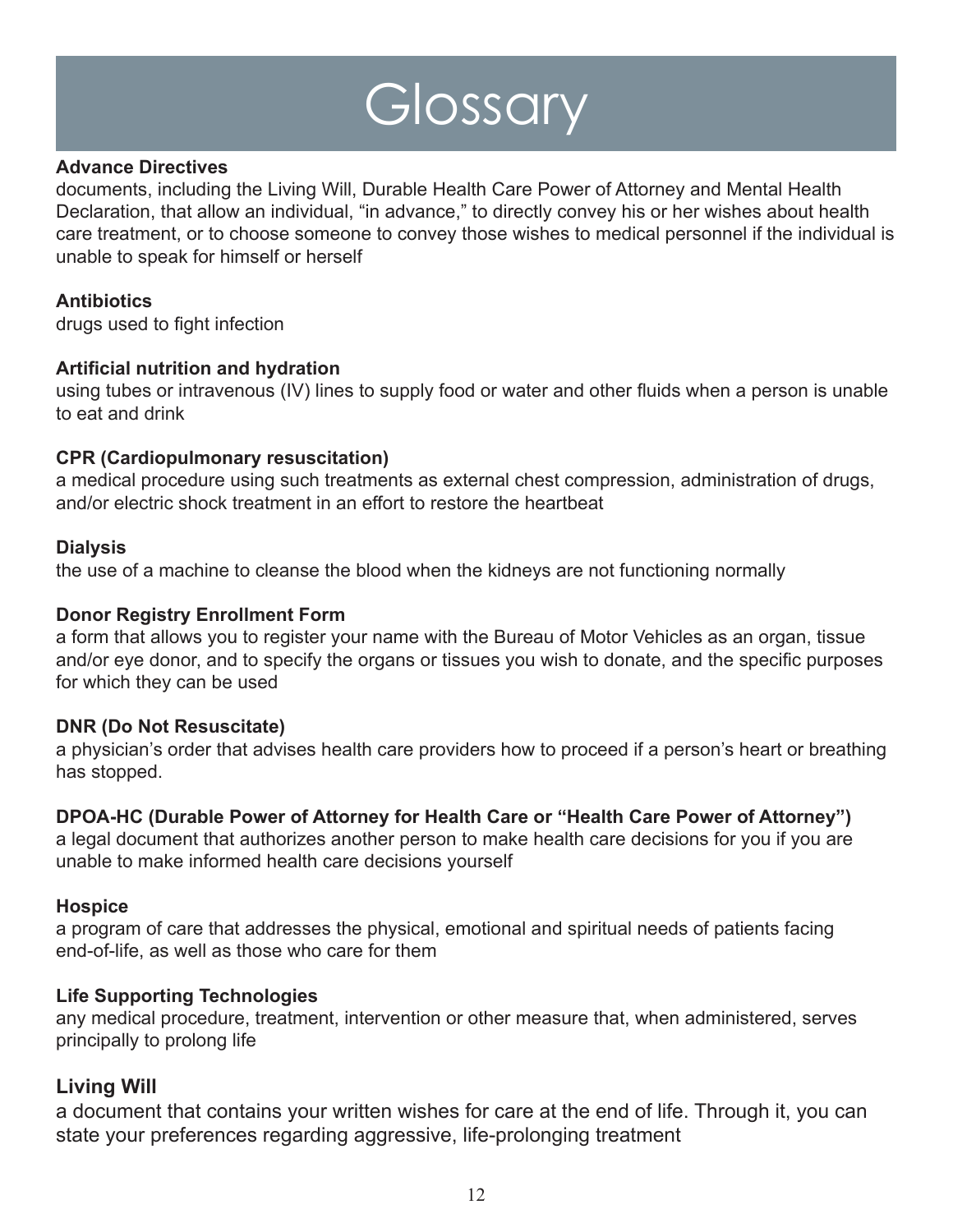# Glossary

**Advance Directives**
documents, including the Living Will, Durable Health Care Power of Attorney and Mental Health Declaration, that allow an individual, "in advance," to directly convey his or her wishes about health care treatment, or to choose someone to convey those wishes to medical personnel if the individual is unable to speak for himself or herself

**Antibiotics**
drugs used to fight infection

**Artificial nutrition and hydration**
using tubes or intravenous (IV) lines to supply food or water and other fluids when a person is unable to eat and drink

**CPR (Cardiopulmonary resuscitation)**
a medical procedure using such treatments as external chest compression, administration of drugs, and/or electric shock treatment in an effort to restore the heartbeat

**Dialysis**
the use of a machine to cleanse the blood when the kidneys are not functioning normally

**Donor Registry Enrollment Form**
a form that allows you to register your name with the Bureau of Motor Vehicles as an organ, tissue and/or eye donor, and to specify the organs or tissues you wish to donate, and the specific purposes for which they can be used

**DNR (Do Not Resuscitate)**
a physician's order that advises health care providers how to proceed if a person's heart or breathing has stopped.

**DPOA-HC (Durable Power of Attorney for Health Care or "Health Care Power of Attorney")**
a legal document that authorizes another person to make health care decisions for you if you are unable to make informed health care decisions yourself

**Hospice**
a program of care that addresses the physical, emotional and spiritual needs of patients facing end-of-life, as well as those who care for them

**Life Supporting Technologies**
any medical procedure, treatment, intervention or other measure that, when administered, serves principally to prolong life

**Living Will**
a document that contains your written wishes for care at the end of life. Through it, you can state your preferences regarding aggressive, life-prolonging treatment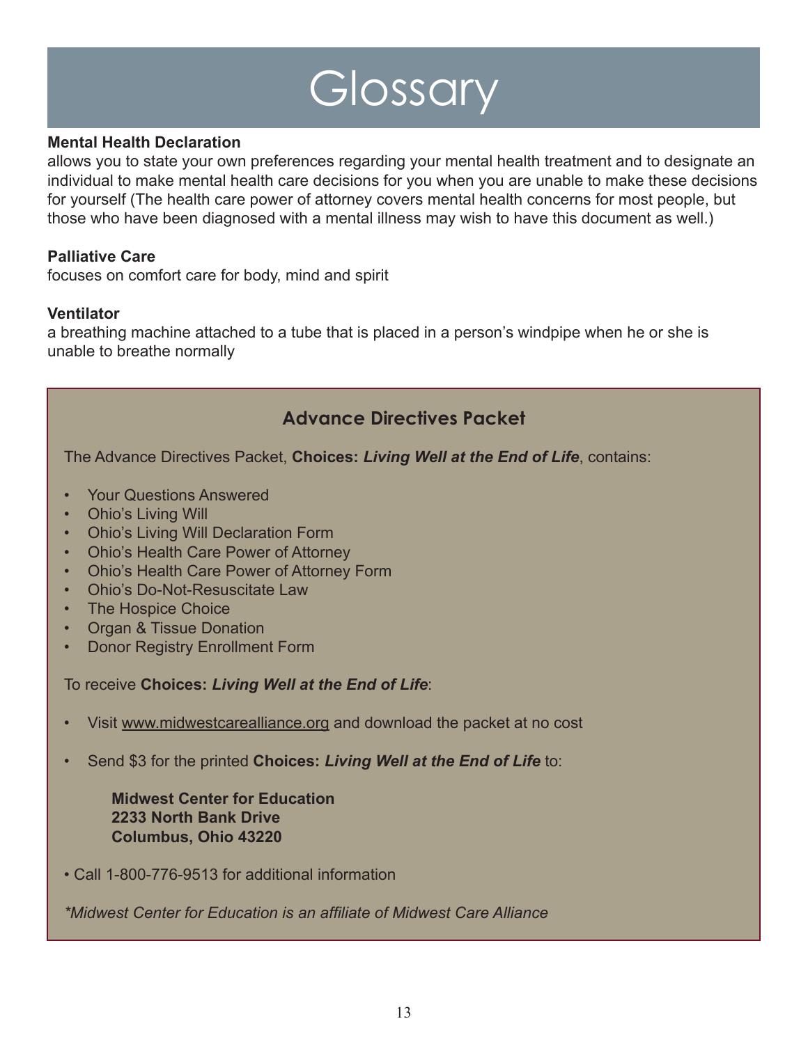# Glossary

**Mental Health Declaration**
allows you to state your own preferences regarding your mental health treatment and to designate an individual to make mental health care decisions for you when you are unable to make these decisions for yourself (The health care power of attorney covers mental health concerns for most people, but those who have been diagnosed with a mental illness may wish to have this document as well.)

**Palliative Care**
focuses on comfort care for body, mind and spirit

**Ventilator**
a breathing machine attached to a tube that is placed in a person's windpipe when he or she is unable to breathe normally

## Advance Directives Packet

The Advance Directives Packet, **Choices:** ***Living Well at the End of Life***, contains:

- Your Questions Answered
- Ohio's Living Will
- Ohio's Living Will Declaration Form
- Ohio's Health Care Power of Attorney
- Ohio's Health Care Power of Attorney Form
- Ohio's Do-Not-Resuscitate Law
- The Hospice Choice
- Organ & Tissue Donation
- Donor Registry Enrollment Form

To receive **Choices:** ***Living Well at the End of Life***:

- Visit www.midwestcarealliance.org and download the packet at no cost
- Send $3 for the printed **Choices:** ***Living Well at the End of Life*** to:

  **Midwest Center for Education**
  **2233 North Bank Drive**
  **Columbus, Ohio 43220**

- Call 1-800-776-9513 for additional information

*\*Midwest Center for Education is an affiliate of Midwest Care Alliance*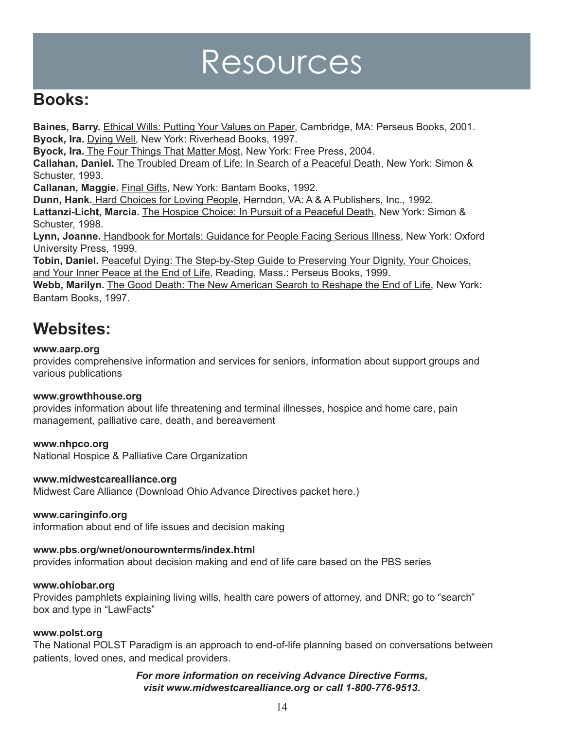# Resources

## Books:

**Baines, Barry.** Ethical Wills: Putting Your Values on Paper, Cambridge, MA: Perseus Books, 2001.
**Byock, Ira.** Dying Well, New York: Riverhead Books, 1997.
**Byock, Ira.** The Four Things That Matter Most, New York: Free Press, 2004.
**Callahan, Daniel.** The Troubled Dream of Life: In Search of a Peaceful Death, New York: Simon & Schuster, 1993.
**Callanan, Maggie.** Final Gifts, New York: Bantam Books, 1992.
**Dunn, Hank.** Hard Choices for Loving People, Herndon, VA: A & A Publishers, Inc., 1992.
**Lattanzi-Licht, Marcia.** The Hospice Choice: In Pursuit of a Peaceful Death, New York: Simon & Schuster, 1998.
**Lynn, Joanne.** Handbook for Mortals: Guidance for People Facing Serious Illness, New York: Oxford University Press, 1999.
**Tobin, Daniel.** Peaceful Dying: The Step-by-Step Guide to Preserving Your Dignity, Your Choices, and Your Inner Peace at the End of Life, Reading, Mass.: Perseus Books, 1999.
**Webb, Marilyn.** The Good Death: The New American Search to Reshape the End of Life, New York: Bantam Books, 1997.

## Websites:

**www.aarp.org**
provides comprehensive information and services for seniors, information about support groups and various publications

**www.growthhouse.org**
provides information about life threatening and terminal illnesses, hospice and home care, pain management, palliative care, death, and bereavement

**www.nhpco.org**
National Hospice & Palliative Care Organization

**www.midwestcarealliance.org**
Midwest Care Alliance (Download Ohio Advance Directives packet here.)

**www.caringinfo.org**
information about end of life issues and decision making

**www.pbs.org/wnet/onourownterms/index.html**
provides information about decision making and end of life care based on the PBS series

**www.ohiobar.org**
Provides pamphlets explaining living wills, health care powers of attorney, and DNR; go to "search" box and type in "LawFacts"

**www.polst.org**
The National POLST Paradigm is an approach to end-of-life planning based on conversations between patients, loved ones, and medical providers.

***For more information on receiving Advance Directive Forms, visit www.midwestcarealliance.org or call 1-800-776-9513.***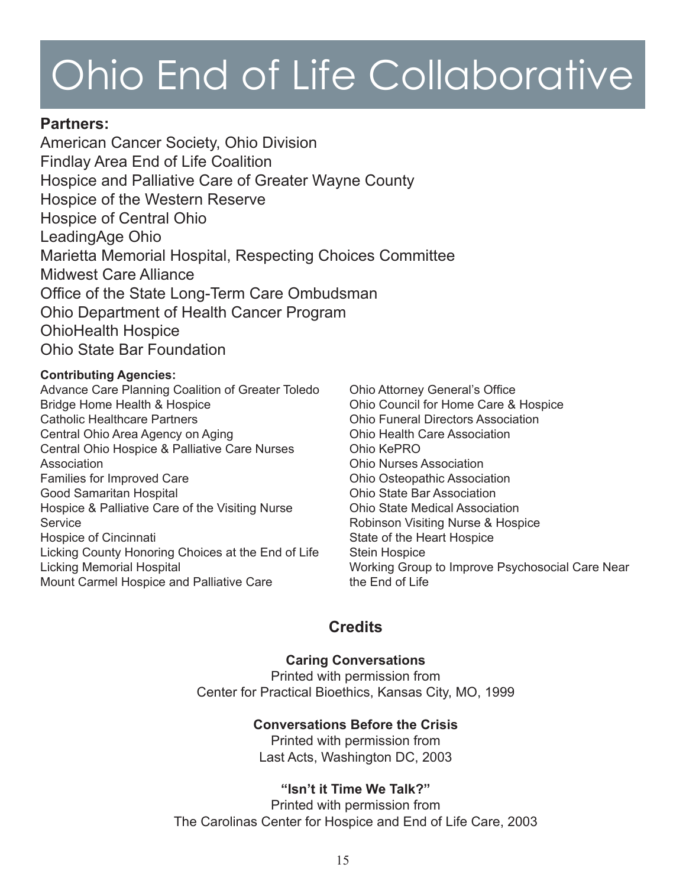# Ohio End of Life Collaborative

**Partners:**

American Cancer Society, Ohio Division
Findlay Area End of Life Coalition
Hospice and Palliative Care of Greater Wayne County
Hospice of the Western Reserve
Hospice of Central Ohio
LeadingAge Ohio
Marietta Memorial Hospital, Respecting Choices Committee
Midwest Care Alliance
Office of the State Long-Term Care Ombudsman
Ohio Department of Health Cancer Program
OhioHealth Hospice
Ohio State Bar Foundation

**Contributing Agencies:**

Advance Care Planning Coalition of Greater Toledo
Bridge Home Health & Hospice
Catholic Healthcare Partners
Central Ohio Area Agency on Aging
Central Ohio Hospice & Palliative Care Nurses Association
Families for Improved Care
Good Samaritan Hospital
Hospice & Palliative Care of the Visiting Nurse Service
Hospice of Cincinnati
Licking County Honoring Choices at the End of Life
Licking Memorial Hospital
Mount Carmel Hospice and Palliative Care
Ohio Attorney General's Office
Ohio Council for Home Care & Hospice
Ohio Funeral Directors Association
Ohio Health Care Association
Ohio KePRO
Ohio Nurses Association
Ohio Osteopathic Association
Ohio State Bar Association
Ohio State Medical Association
Robinson Visiting Nurse & Hospice
State of the Heart Hospice
Stein Hospice
Working Group to Improve Psychosocial Care Near the End of Life

## Credits

**Caring Conversations**
Printed with permission from
Center for Practical Bioethics, Kansas City, MO, 1999

**Conversations Before the Crisis**
Printed with permission from
Last Acts, Washington DC, 2003

**"Isn't it Time We Talk?"**
Printed with permission from
The Carolinas Center for Hospice and End of Life Care, 2003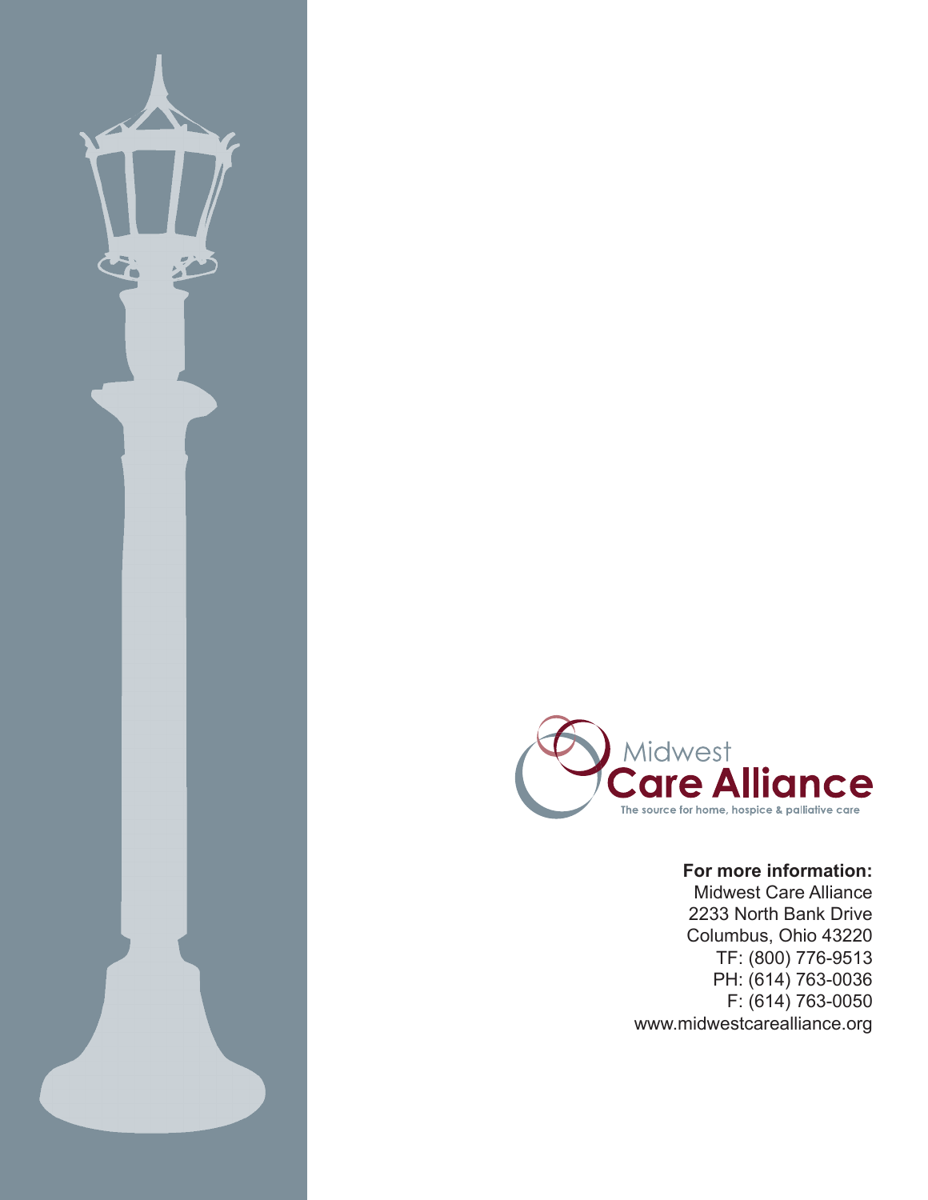Midwest
**Care Alliance**
The source for home, hospice & palliative care

**For more information:**
Midwest Care Alliance
2233 North Bank Drive
Columbus, Ohio 43220
TF: (800) 776-9513
PH: (614) 763-0036
F: (614) 763-0050
www.midwestcarealliance.org